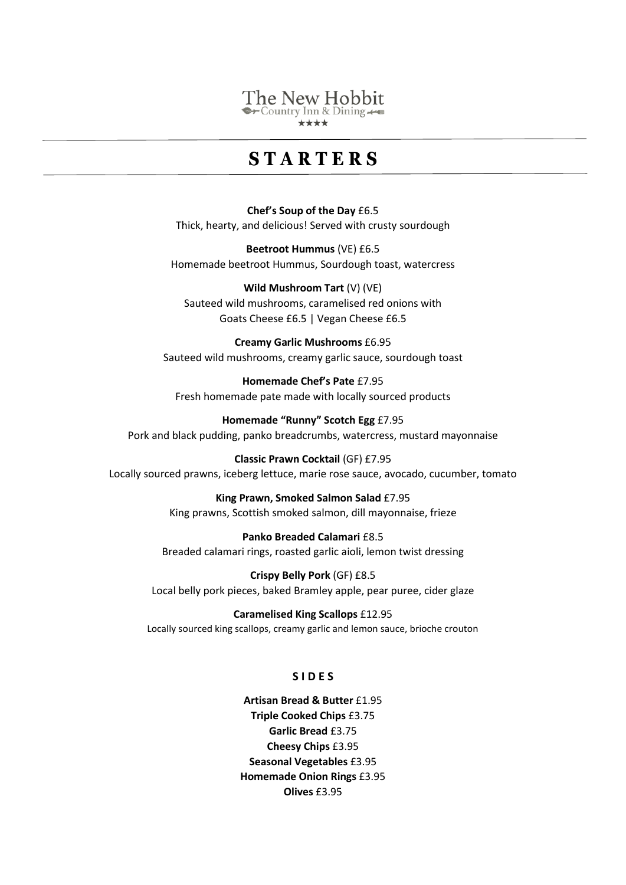The New Hobbit
Country Inn & Dining
★★★★

# STARTERS

**Chef's Soup of the Day** £6.5
Thick, hearty, and delicious! Served with crusty sourdough

**Beetroot Hummus** (VE) £6.5
Homemade beetroot Hummus, Sourdough toast, watercress

**Wild Mushroom Tart** (V) (VE)
Sauteed wild mushrooms, caramelised red onions with
Goats Cheese £6.5 | Vegan Cheese £6.5

**Creamy Garlic Mushrooms** £6.95
Sauteed wild mushrooms, creamy garlic sauce, sourdough toast

**Homemade Chef's Pate** £7.95
Fresh homemade pate made with locally sourced products

**Homemade "Runny" Scotch Egg** £7.95
Pork and black pudding, panko breadcrumbs, watercress, mustard mayonnaise

**Classic Prawn Cocktail** (GF) £7.95
Locally sourced prawns, iceberg lettuce, marie rose sauce, avocado, cucumber, tomato

**King Prawn, Smoked Salmon Salad** £7.95
King prawns, Scottish smoked salmon, dill mayonnaise, frieze

**Panko Breaded Calamari** £8.5
Breaded calamari rings, roasted garlic aioli, lemon twist dressing

**Crispy Belly Pork** (GF) £8.5
Local belly pork pieces, baked Bramley apple, pear puree, cider glaze

**Caramelised King Scallops** £12.95
Locally sourced king scallops, creamy garlic and lemon sauce, brioche crouton

## SIDES

**Artisan Bread & Butter** £1.95
**Triple Cooked Chips** £3.75
**Garlic Bread** £3.75
**Cheesy Chips** £3.95
**Seasonal Vegetables** £3.95
**Homemade Onion Rings** £3.95
**Olives** £3.95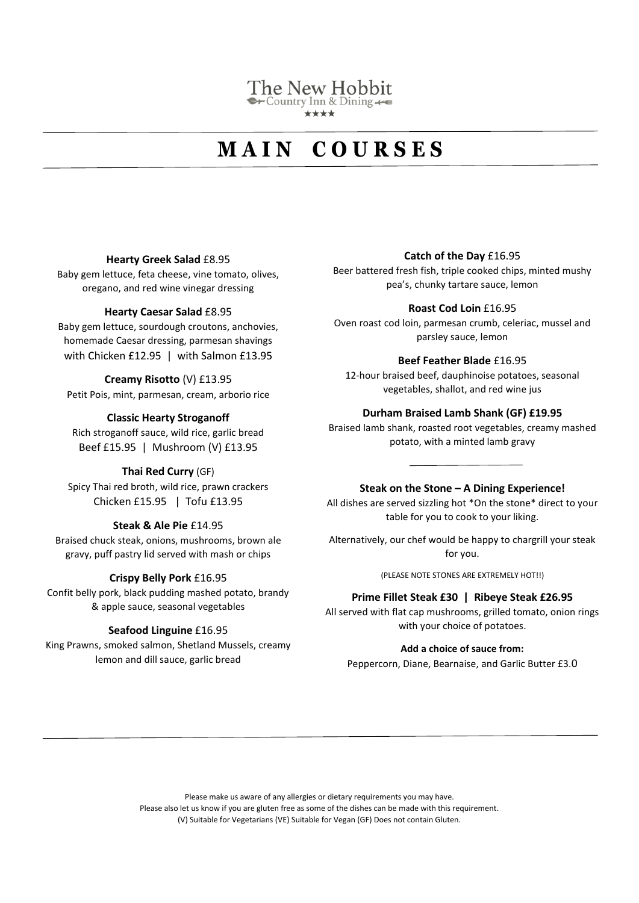The New Hobbit

Country Inn & Dining

★★★★

# MAIN COURSES

**Hearty Greek Salad** £8.95
Baby gem lettuce, feta cheese, vine tomato, olives, oregano, and red wine vinegar dressing

**Hearty Caesar Salad** £8.95
Baby gem lettuce, sourdough croutons, anchovies, homemade Caesar dressing, parmesan shavings
with Chicken £12.95 | with Salmon £13.95

**Creamy Risotto** (V) £13.95
Petit Pois, mint, parmesan, cream, arborio rice

**Classic Hearty Stroganoff**
Rich stroganoff sauce, wild rice, garlic bread
Beef £15.95 | Mushroom (V) £13.95

**Thai Red Curry** (GF)
Spicy Thai red broth, wild rice, prawn crackers
Chicken £15.95 | Tofu £13.95

**Steak & Ale Pie** £14.95
Braised chuck steak, onions, mushrooms, brown ale gravy, puff pastry lid served with mash or chips

**Crispy Belly Pork** £16.95
Confit belly pork, black pudding mashed potato, brandy & apple sauce, seasonal vegetables

**Seafood Linguine** £16.95
King Prawns, smoked salmon, Shetland Mussels, creamy lemon and dill sauce, garlic bread

**Catch of the Day** £16.95
Beer battered fresh fish, triple cooked chips, minted mushy pea's, chunky tartare sauce, lemon

**Roast Cod Loin** £16.95
Oven roast cod loin, parmesan crumb, celeriac, mussel and parsley sauce, lemon

**Beef Feather Blade** £16.95
12-hour braised beef, dauphinoise potatoes, seasonal vegetables, shallot, and red wine jus

**Durham Braised Lamb Shank (GF) £19.95**
Braised lamb shank, roasted root vegetables, creamy mashed potato, with a minted lamb gravy

---

**Steak on the Stone – A Dining Experience!**
All dishes are served sizzling hot *On the stone* direct to your table for you to cook to your liking.

Alternatively, our chef would be happy to chargrill your steak for you.

(PLEASE NOTE STONES ARE EXTREMELY HOT!!)

**Prime Fillet Steak £30 | Ribeye Steak £26.95**
All served with flat cap mushrooms, grilled tomato, onion rings with your choice of potatoes.

**Add a choice of sauce from:**
Peppercorn, Diane, Bearnaise, and Garlic Butter £3.0

Please make us aware of any allergies or dietary requirements you may have.
Please also let us know if you are gluten free as some of the dishes can be made with this requirement.
(V) Suitable for Vegetarians (VE) Suitable for Vegan (GF) Does not contain Gluten.